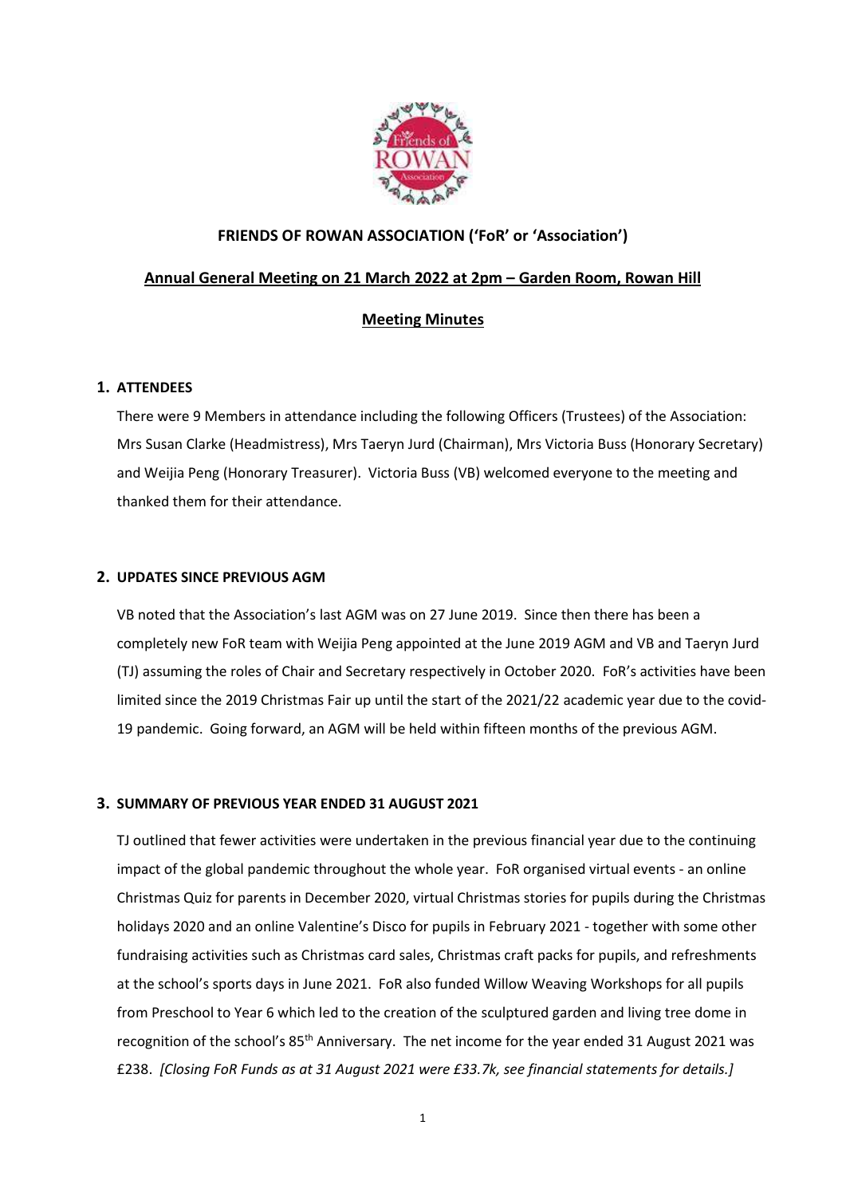## FRIENDS OF ROWAN ASSOCIATION ('FoR' or 'Association')

**Annual General Meeting on 21 March 2022 at 2pm – Garden Room, Rowan Hill**

**Meeting Minutes**

### 1. ATTENDEES

There were 9 Members in attendance including the following Officers (Trustees) of the Association: Mrs Susan Clarke (Headmistress), Mrs Taeryn Jurd (Chairman), Mrs Victoria Buss (Honorary Secretary) and Weijia Peng (Honorary Treasurer). Victoria Buss (VB) welcomed everyone to the meeting and thanked them for their attendance.

### 2. UPDATES SINCE PREVIOUS AGM

VB noted that the Association's last AGM was on 27 June 2019. Since then there has been a completely new FoR team with Weijia Peng appointed at the June 2019 AGM and VB and Taeryn Jurd (TJ) assuming the roles of Chair and Secretary respectively in October 2020. FoR's activities have been limited since the 2019 Christmas Fair up until the start of the 2021/22 academic year due to the covid-19 pandemic. Going forward, an AGM will be held within fifteen months of the previous AGM.

### 3. SUMMARY OF PREVIOUS YEAR ENDED 31 AUGUST 2021

TJ outlined that fewer activities were undertaken in the previous financial year due to the continuing impact of the global pandemic throughout the whole year. FoR organised virtual events - an online Christmas Quiz for parents in December 2020, virtual Christmas stories for pupils during the Christmas holidays 2020 and an online Valentine's Disco for pupils in February 2021 - together with some other fundraising activities such as Christmas card sales, Christmas craft packs for pupils, and refreshments at the school's sports days in June 2021. FoR also funded Willow Weaving Workshops for all pupils from Preschool to Year 6 which led to the creation of the sculptured garden and living tree dome in recognition of the school's 85th Anniversary. The net income for the year ended 31 August 2021 was £238. *[Closing FoR Funds as at 31 August 2021 were £33.7k, see financial statements for details.]*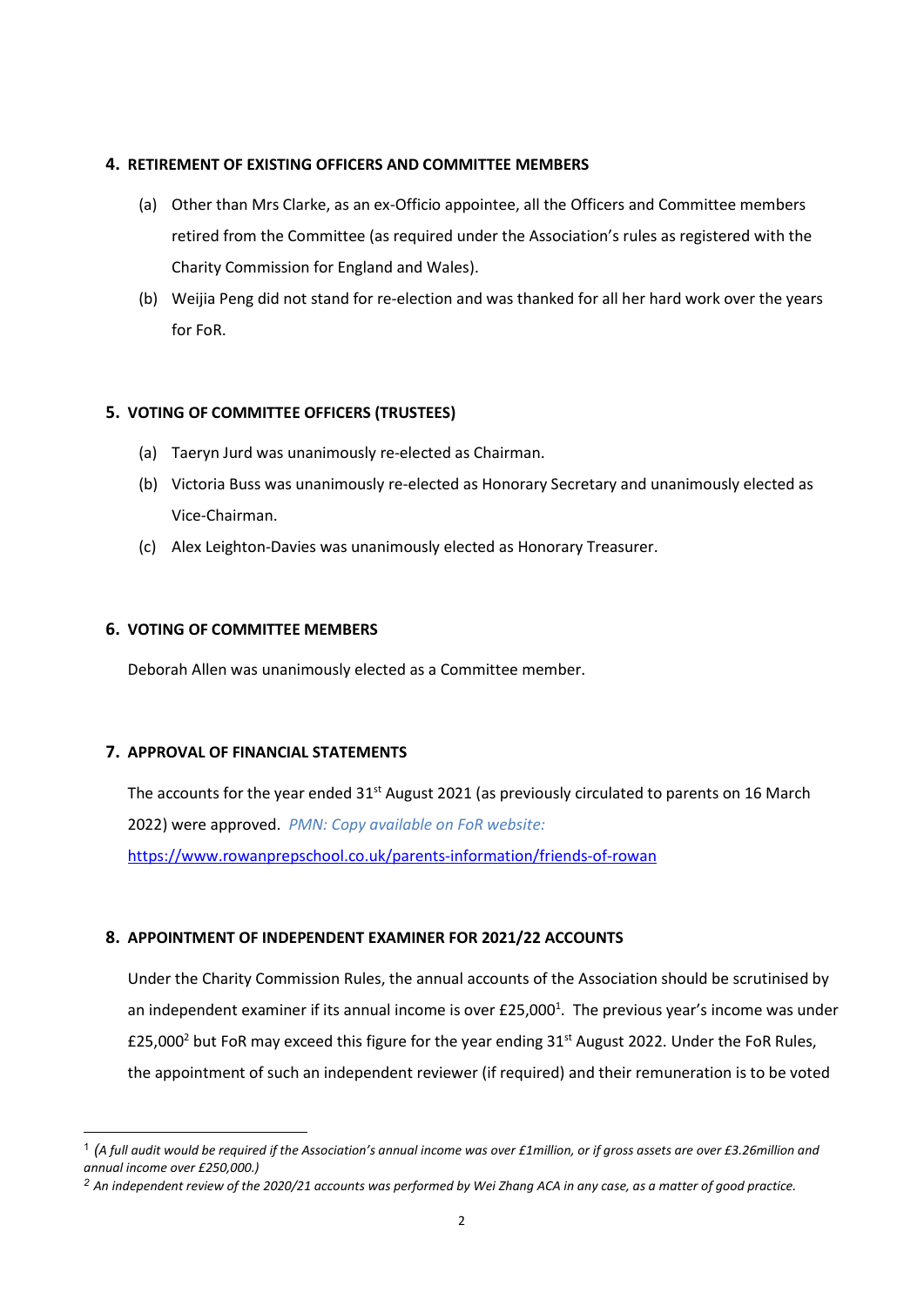## 4. RETIREMENT OF EXISTING OFFICERS AND COMMITTEE MEMBERS

(a) Other than Mrs Clarke, as an ex-Officio appointee, all the Officers and Committee members retired from the Committee (as required under the Association's rules as registered with the Charity Commission for England and Wales).

(b) Weijia Peng did not stand for re-election and was thanked for all her hard work over the years for FoR.

## 5. VOTING OF COMMITTEE OFFICERS (TRUSTEES)

(a) Taeryn Jurd was unanimously re-elected as Chairman.

(b) Victoria Buss was unanimously re-elected as Honorary Secretary and unanimously elected as Vice-Chairman.

(c) Alex Leighton-Davies was unanimously elected as Honorary Treasurer.

## 6. VOTING OF COMMITTEE MEMBERS

Deborah Allen was unanimously elected as a Committee member.

## 7. APPROVAL OF FINANCIAL STATEMENTS

The accounts for the year ended 31st August 2021 (as previously circulated to parents on 16 March 2022) were approved. *PMN: Copy available on FoR website:* [https://www.rowanprepschool.co.uk/parents-information/friends-of-rowan](https://www.rowanprepschool.co.uk/parents-information/friends-of-rowan)

## 8. APPOINTMENT OF INDEPENDENT EXAMINER FOR 2021/22 ACCOUNTS

Under the Charity Commission Rules, the annual accounts of the Association should be scrutinised by an independent examiner if its annual income is over £25,000[1]. The previous year's income was under £25,000[2] but FoR may exceed this figure for the year ending 31st August 2022. Under the FoR Rules, the appointment of such an independent reviewer (if required) and their remuneration is to be voted

[1] *(A full audit would be required if the Association's annual income was over £1million, or if gross assets are over £3.26million and annual income over £250,000.)*

[2] *An independent review of the 2020/21 accounts was performed by Wei Zhang ACA in any case, as a matter of good practice.*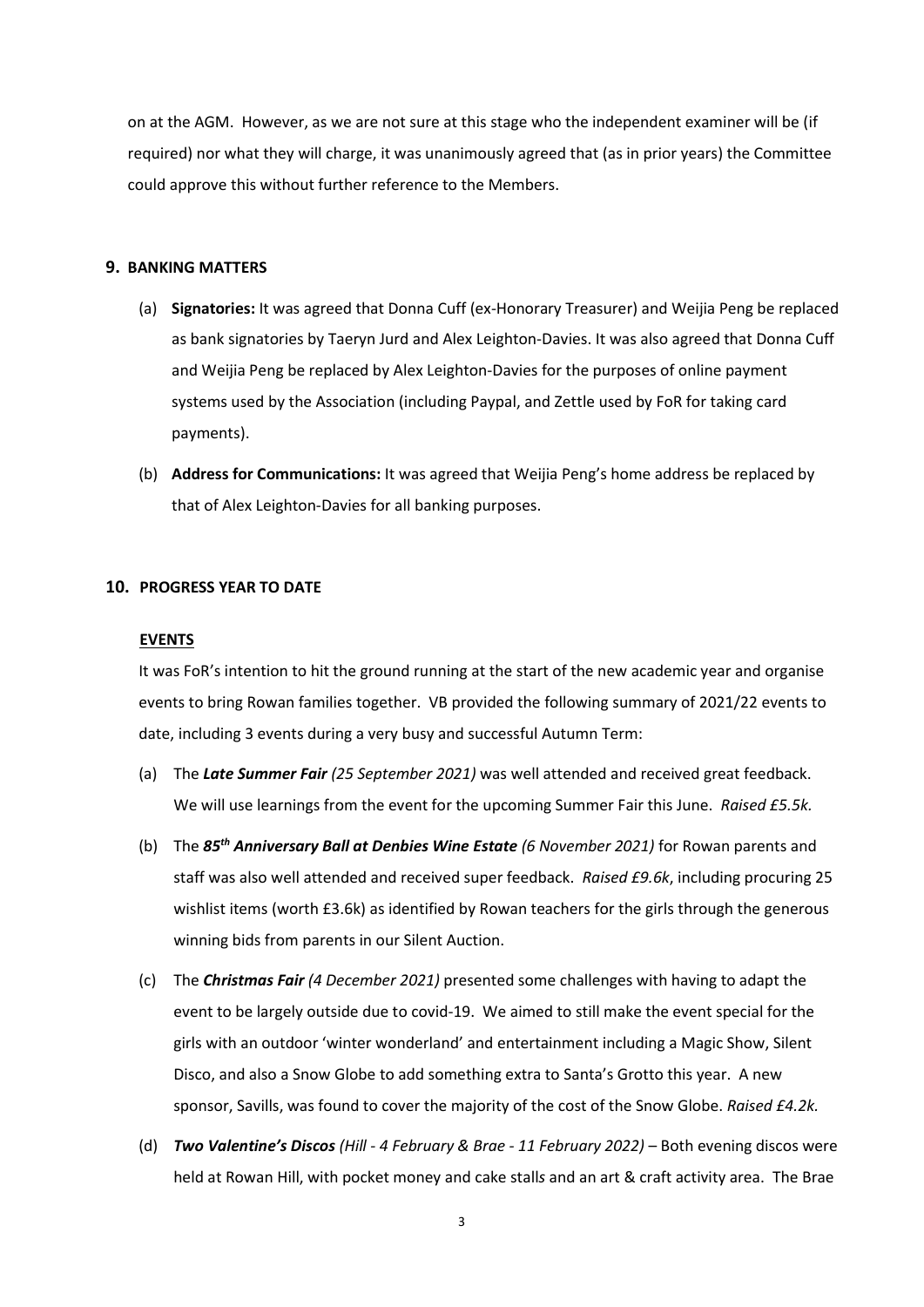on at the AGM. However, as we are not sure at this stage who the independent examiner will be (if required) nor what they will charge, it was unanimously agreed that (as in prior years) the Committee could approve this without further reference to the Members.

## 9. BANKING MATTERS

(a) **Signatories:** It was agreed that Donna Cuff (ex-Honorary Treasurer) and Weijia Peng be replaced as bank signatories by Taeryn Jurd and Alex Leighton-Davies. It was also agreed that Donna Cuff and Weijia Peng be replaced by Alex Leighton-Davies for the purposes of online payment systems used by the Association (including Paypal, and Zettle used by FoR for taking card payments).

(b) **Address for Communications:** It was agreed that Weijia Peng's home address be replaced by that of Alex Leighton-Davies for all banking purposes.

## 10. PROGRESS YEAR TO DATE

### EVENTS

It was FoR's intention to hit the ground running at the start of the new academic year and organise events to bring Rowan families together. VB provided the following summary of 2021/22 events to date, including 3 events during a very busy and successful Autumn Term:

(a) The ***Late Summer Fair*** *(25 September 2021)* was well attended and received great feedback. We will use learnings from the event for the upcoming Summer Fair this June. *Raised £5.5k.*

(b) The ***85th Anniversary Ball at Denbies Wine Estate*** *(6 November 2021)* for Rowan parents and staff was also well attended and received super feedback. *Raised £9.6k*, including procuring 25 wishlist items (worth £3.6k) as identified by Rowan teachers for the girls through the generous winning bids from parents in our Silent Auction.

(c) The ***Christmas Fair*** *(4 December 2021)* presented some challenges with having to adapt the event to be largely outside due to covid-19. We aimed to still make the event special for the girls with an outdoor 'winter wonderland' and entertainment including a Magic Show, Silent Disco, and also a Snow Globe to add something extra to Santa's Grotto this year. A new sponsor, Savills, was found to cover the majority of the cost of the Snow Globe. *Raised £4.2k.*

(d) ***Two Valentine's Discos*** *(Hill - 4 February & Brae - 11 February 2022)* – Both evening discos were held at Rowan Hill, with pocket money and cake stalls and an art & craft activity area. The Brae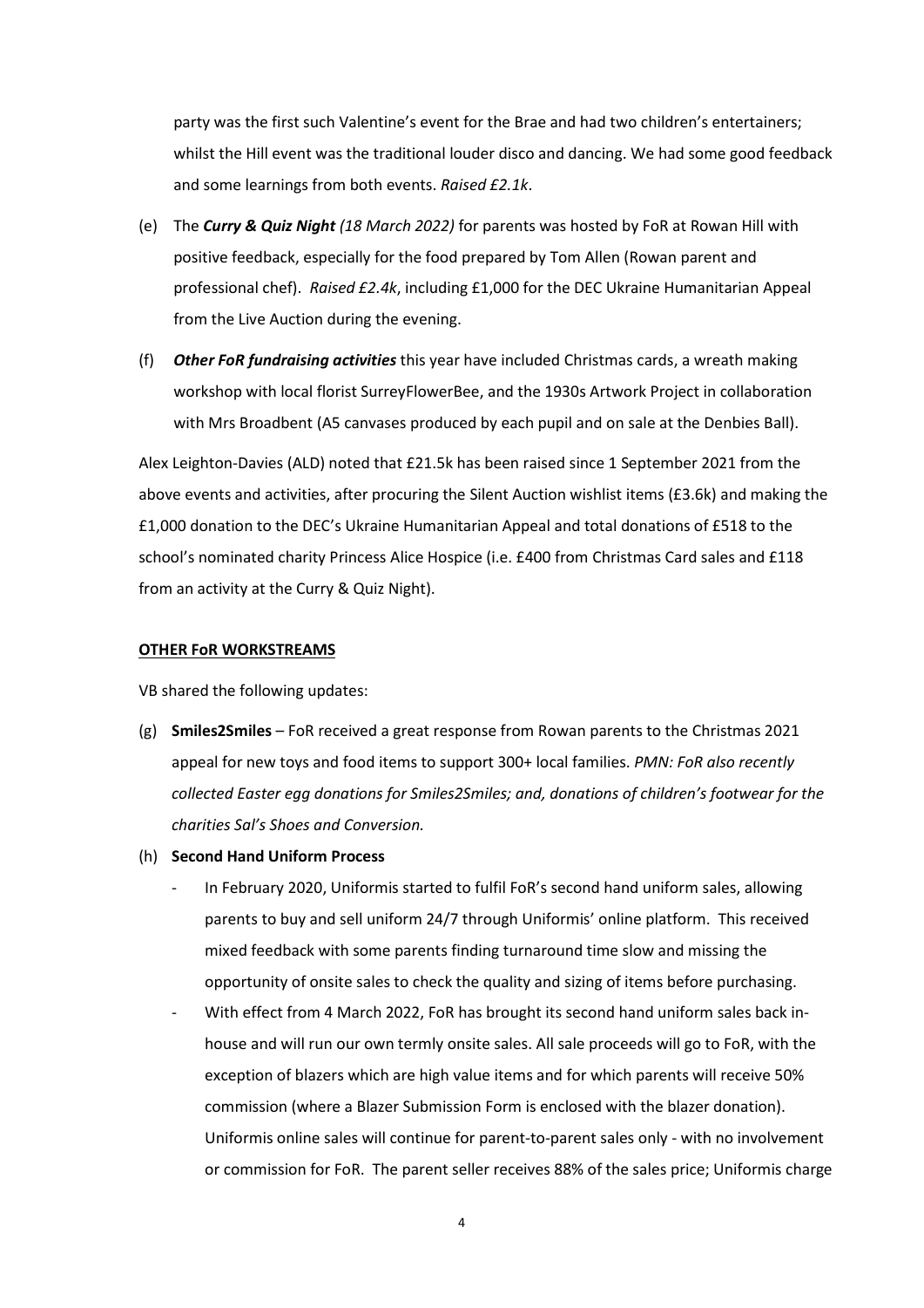party was the first such Valentine's event for the Brae and had two children's entertainers; whilst the Hill event was the traditional louder disco and dancing. We had some good feedback and some learnings from both events. *Raised £2.1k*.

(e) The ***Curry & Quiz Night*** *(18 March 2022)* for parents was hosted by FoR at Rowan Hill with positive feedback, especially for the food prepared by Tom Allen (Rowan parent and professional chef). *Raised £2.4k*, including £1,000 for the DEC Ukraine Humanitarian Appeal from the Live Auction during the evening.

(f) ***Other FoR fundraising activities*** this year have included Christmas cards, a wreath making workshop with local florist SurreyFlowerBee, and the 1930s Artwork Project in collaboration with Mrs Broadbent (A5 canvases produced by each pupil and on sale at the Denbies Ball).

Alex Leighton-Davies (ALD) noted that £21.5k has been raised since 1 September 2021 from the above events and activities, after procuring the Silent Auction wishlist items (£3.6k) and making the £1,000 donation to the DEC's Ukraine Humanitarian Appeal and total donations of £518 to the school's nominated charity Princess Alice Hospice (i.e. £400 from Christmas Card sales and £118 from an activity at the Curry & Quiz Night).

**OTHER FoR WORKSTREAMS**

VB shared the following updates:

(g) **Smiles2Smiles** – FoR received a great response from Rowan parents to the Christmas 2021 appeal for new toys and food items to support 300+ local families. *PMN: FoR also recently collected Easter egg donations for Smiles2Smiles; and, donations of children's footwear for the charities Sal's Shoes and Conversion.*

(h) **Second Hand Uniform Process**

- In February 2020, Uniformis started to fulfil FoR's second hand uniform sales, allowing parents to buy and sell uniform 24/7 through Uniformis' online platform. This received mixed feedback with some parents finding turnaround time slow and missing the opportunity of onsite sales to check the quality and sizing of items before purchasing.
- With effect from 4 March 2022, FoR has brought its second hand uniform sales back in-house and will run our own termly onsite sales. All sale proceeds will go to FoR, with the exception of blazers which are high value items and for which parents will receive 50% commission (where a Blazer Submission Form is enclosed with the blazer donation). Uniformis online sales will continue for parent-to-parent sales only - with no involvement or commission for FoR. The parent seller receives 88% of the sales price; Uniformis charge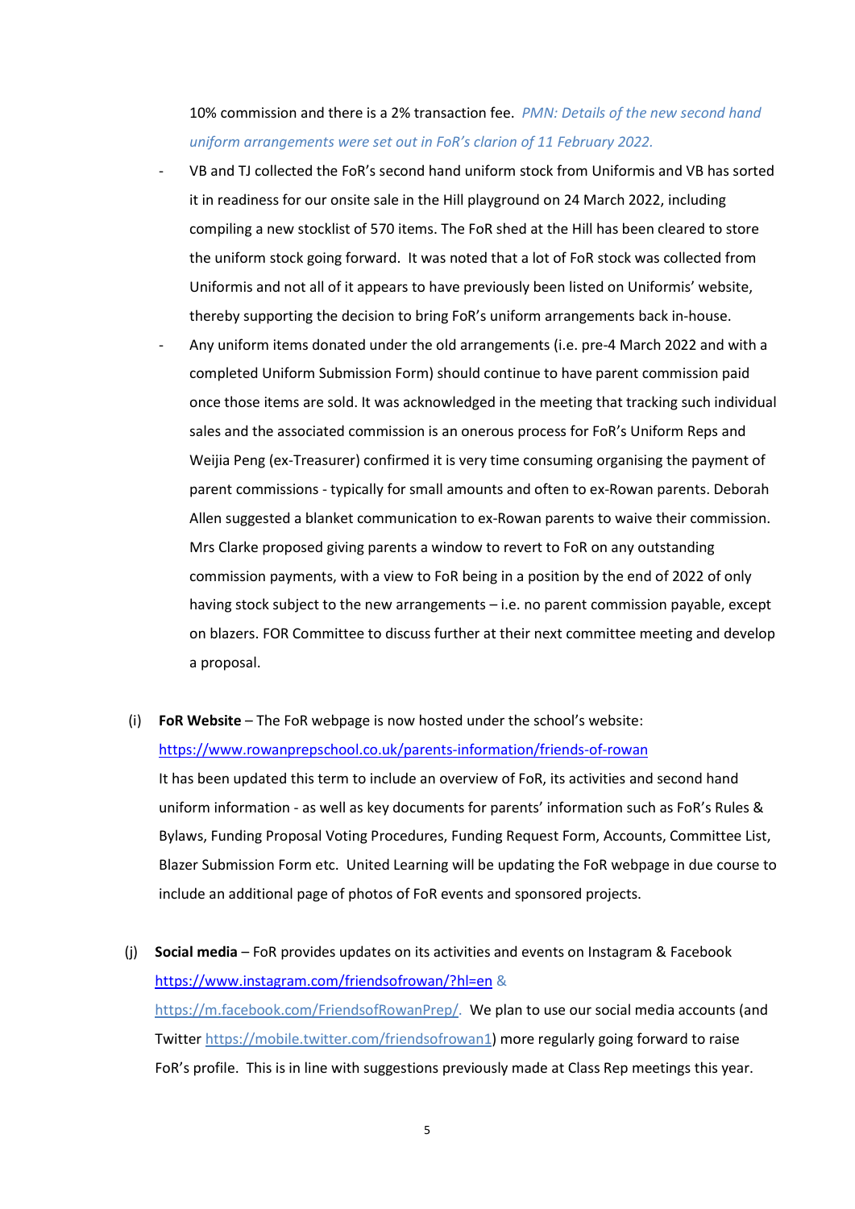10% commission and there is a 2% transaction fee. *PMN: Details of the new second hand uniform arrangements were set out in FoR's clarion of 11 February 2022.*

- VB and TJ collected the FoR's second hand uniform stock from Uniformis and VB has sorted it in readiness for our onsite sale in the Hill playground on 24 March 2022, including compiling a new stocklist of 570 items. The FoR shed at the Hill has been cleared to store the uniform stock going forward. It was noted that a lot of FoR stock was collected from Uniformis and not all of it appears to have previously been listed on Uniformis' website, thereby supporting the decision to bring FoR's uniform arrangements back in-house.
- Any uniform items donated under the old arrangements (i.e. pre-4 March 2022 and with a completed Uniform Submission Form) should continue to have parent commission paid once those items are sold. It was acknowledged in the meeting that tracking such individual sales and the associated commission is an onerous process for FoR's Uniform Reps and Weijia Peng (ex-Treasurer) confirmed it is very time consuming organising the payment of parent commissions - typically for small amounts and often to ex-Rowan parents. Deborah Allen suggested a blanket communication to ex-Rowan parents to waive their commission. Mrs Clarke proposed giving parents a window to revert to FoR on any outstanding commission payments, with a view to FoR being in a position by the end of 2022 of only having stock subject to the new arrangements – i.e. no parent commission payable, except on blazers. FOR Committee to discuss further at their next committee meeting and develop a proposal.

(i) **FoR Website** – The FoR webpage is now hosted under the school's website: https://www.rowanprepschool.co.uk/parents-information/friends-of-rowan
It has been updated this term to include an overview of FoR, its activities and second hand uniform information - as well as key documents for parents' information such as FoR's Rules & Bylaws, Funding Proposal Voting Procedures, Funding Request Form, Accounts, Committee List, Blazer Submission Form etc. United Learning will be updating the FoR webpage in due course to include an additional page of photos of FoR events and sponsored projects.

(j) **Social media** – FoR provides updates on its activities and events on Instagram & Facebook https://www.instagram.com/friendsofrowan/?hl=en & https://m.facebook.com/FriendsofRowanPrep/. We plan to use our social media accounts (and Twitter https://mobile.twitter.com/friendsofrowan1) more regularly going forward to raise FoR's profile. This is in line with suggestions previously made at Class Rep meetings this year.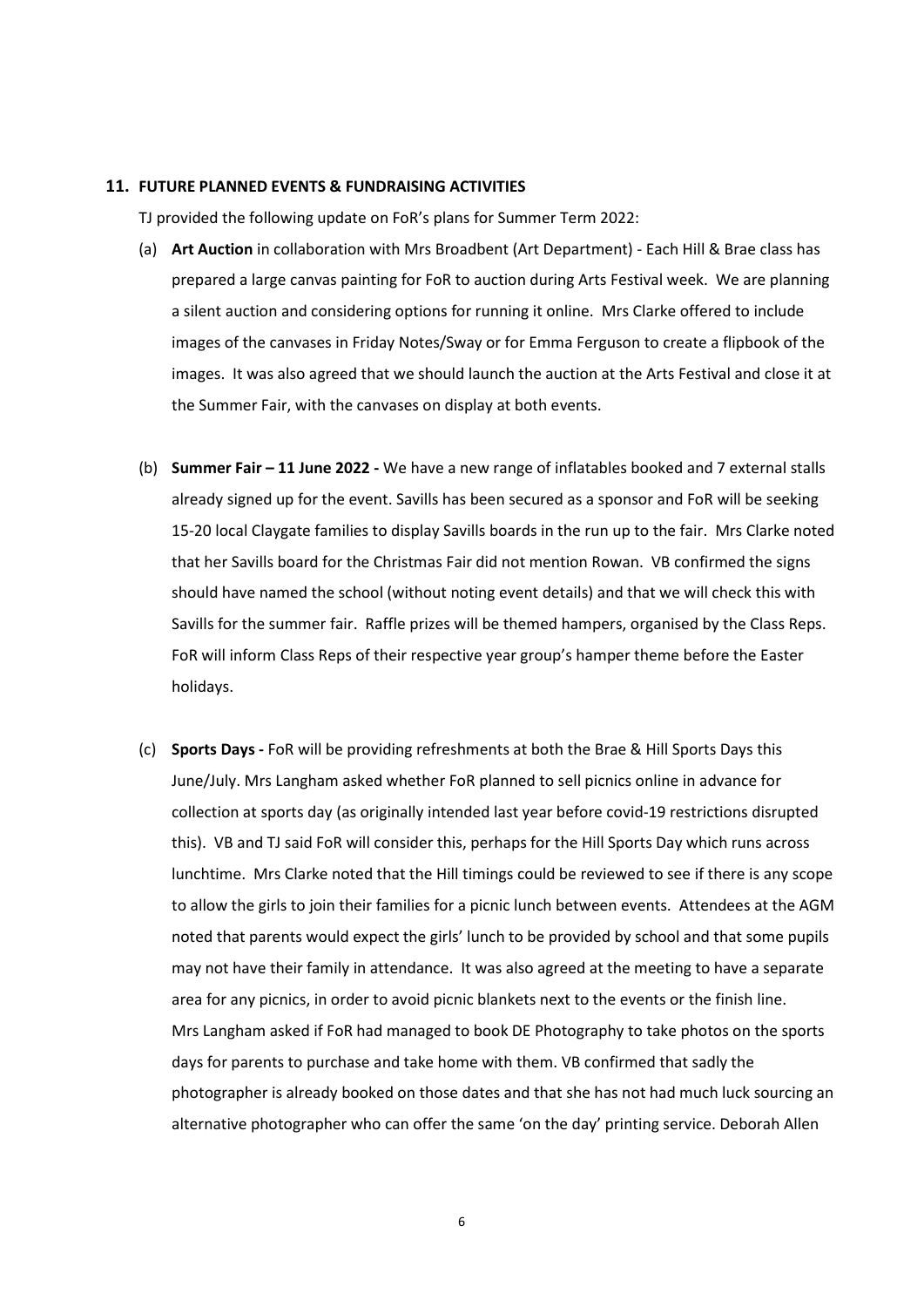## 11. FUTURE PLANNED EVENTS & FUNDRAISING ACTIVITIES

TJ provided the following update on FoR's plans for Summer Term 2022:

(a) **Art Auction** in collaboration with Mrs Broadbent (Art Department) - Each Hill & Brae class has prepared a large canvas painting for FoR to auction during Arts Festival week. We are planning a silent auction and considering options for running it online. Mrs Clarke offered to include images of the canvases in Friday Notes/Sway or for Emma Ferguson to create a flipbook of the images. It was also agreed that we should launch the auction at the Arts Festival and close it at the Summer Fair, with the canvases on display at both events.

(b) **Summer Fair – 11 June 2022 -** We have a new range of inflatables booked and 7 external stalls already signed up for the event. Savills has been secured as a sponsor and FoR will be seeking 15-20 local Claygate families to display Savills boards in the run up to the fair. Mrs Clarke noted that her Savills board for the Christmas Fair did not mention Rowan. VB confirmed the signs should have named the school (without noting event details) and that we will check this with Savills for the summer fair. Raffle prizes will be themed hampers, organised by the Class Reps. FoR will inform Class Reps of their respective year group's hamper theme before the Easter holidays.

(c) **Sports Days -** FoR will be providing refreshments at both the Brae & Hill Sports Days this June/July. Mrs Langham asked whether FoR planned to sell picnics online in advance for collection at sports day (as originally intended last year before covid-19 restrictions disrupted this). VB and TJ said FoR will consider this, perhaps for the Hill Sports Day which runs across lunchtime. Mrs Clarke noted that the Hill timings could be reviewed to see if there is any scope to allow the girls to join their families for a picnic lunch between events. Attendees at the AGM noted that parents would expect the girls' lunch to be provided by school and that some pupils may not have their family in attendance. It was also agreed at the meeting to have a separate area for any picnics, in order to avoid picnic blankets next to the events or the finish line. Mrs Langham asked if FoR had managed to book DE Photography to take photos on the sports days for parents to purchase and take home with them. VB confirmed that sadly the photographer is already booked on those dates and that she has not had much luck sourcing an alternative photographer who can offer the same 'on the day' printing service. Deborah Allen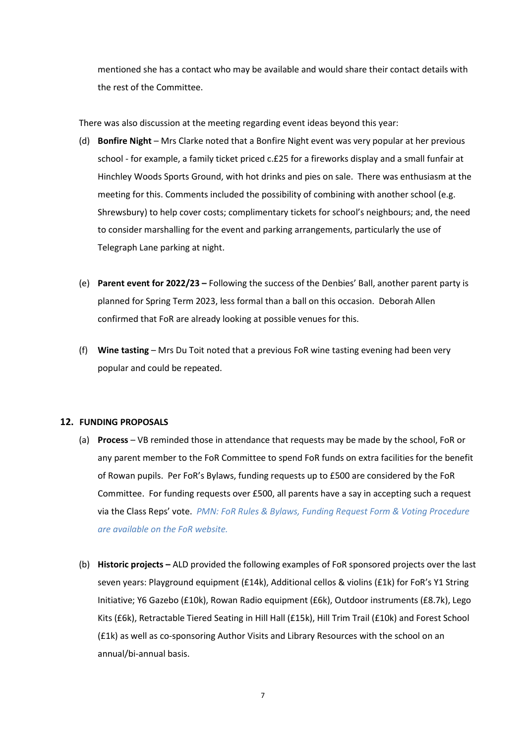mentioned she has a contact who may be available and would share their contact details with the rest of the Committee.

There was also discussion at the meeting regarding event ideas beyond this year:

(d) **Bonfire Night** – Mrs Clarke noted that a Bonfire Night event was very popular at her previous school - for example, a family ticket priced c.£25 for a fireworks display and a small funfair at Hinchley Woods Sports Ground, with hot drinks and pies on sale. There was enthusiasm at the meeting for this. Comments included the possibility of combining with another school (e.g. Shrewsbury) to help cover costs; complimentary tickets for school's neighbours; and, the need to consider marshalling for the event and parking arrangements, particularly the use of Telegraph Lane parking at night.

(e) **Parent event for 2022/23 –** Following the success of the Denbies' Ball, another parent party is planned for Spring Term 2023, less formal than a ball on this occasion. Deborah Allen confirmed that FoR are already looking at possible venues for this.

(f) **Wine tasting** – Mrs Du Toit noted that a previous FoR wine tasting evening had been very popular and could be repeated.

## 12. FUNDING PROPOSALS

(a) **Process** – VB reminded those in attendance that requests may be made by the school, FoR or any parent member to the FoR Committee to spend FoR funds on extra facilities for the benefit of Rowan pupils. Per FoR's Bylaws, funding requests up to £500 are considered by the FoR Committee. For funding requests over £500, all parents have a say in accepting such a request via the Class Reps' vote. *PMN: FoR Rules & Bylaws, Funding Request Form & Voting Procedure are available on the FoR website.*

(b) **Historic projects –** ALD provided the following examples of FoR sponsored projects over the last seven years: Playground equipment (£14k), Additional cellos & violins (£1k) for FoR's Y1 String Initiative; Y6 Gazebo (£10k), Rowan Radio equipment (£6k), Outdoor instruments (£8.7k), Lego Kits (£6k), Retractable Tiered Seating in Hill Hall (£15k), Hill Trim Trail (£10k) and Forest School (£1k) as well as co-sponsoring Author Visits and Library Resources with the school on an annual/bi-annual basis.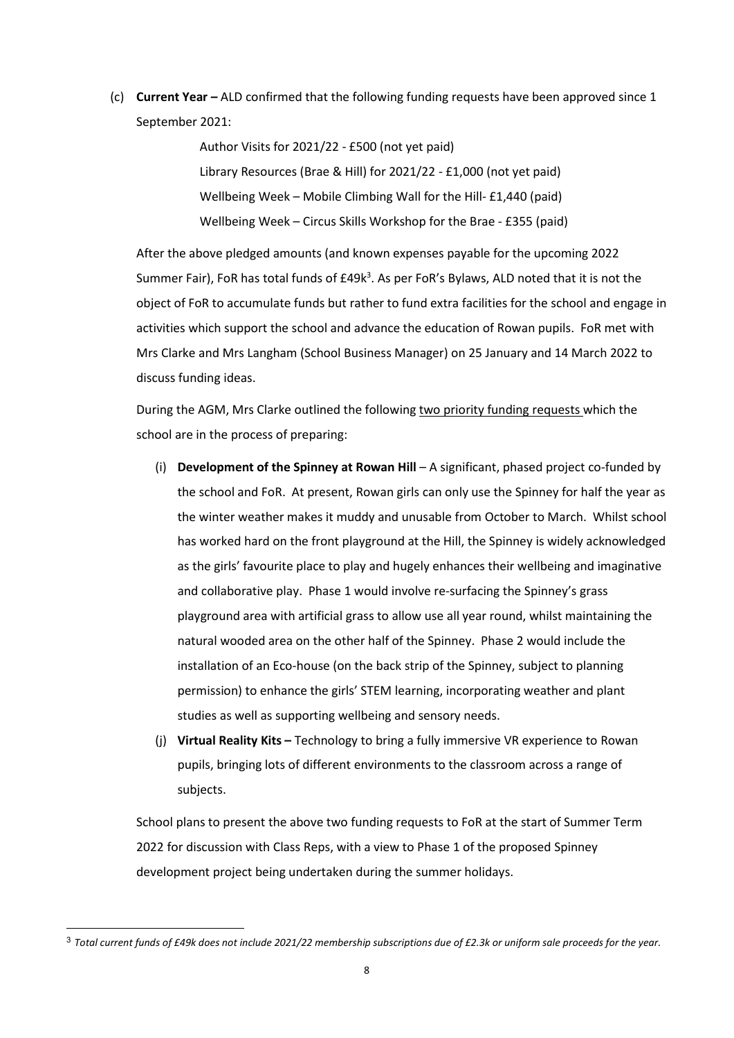(c) **Current Year –** ALD confirmed that the following funding requests have been approved since 1 September 2021:

   Author Visits for 2021/22 - £500 (not yet paid)
   Library Resources (Brae & Hill) for 2021/22 - £1,000 (not yet paid)
   Wellbeing Week – Mobile Climbing Wall for the Hill- £1,440 (paid)
   Wellbeing Week – Circus Skills Workshop for the Brae - £355 (paid)

After the above pledged amounts (and known expenses payable for the upcoming 2022 Summer Fair), FoR has total funds of £49k[3]. As per FoR's Bylaws, ALD noted that it is not the object of FoR to accumulate funds but rather to fund extra facilities for the school and engage in activities which support the school and advance the education of Rowan pupils. FoR met with Mrs Clarke and Mrs Langham (School Business Manager) on 25 January and 14 March 2022 to discuss funding ideas.

During the AGM, Mrs Clarke outlined the following two priority funding requests which the school are in the process of preparing:

(i) **Development of the Spinney at Rowan Hill** – A significant, phased project co-funded by the school and FoR. At present, Rowan girls can only use the Spinney for half the year as the winter weather makes it muddy and unusable from October to March. Whilst school has worked hard on the front playground at the Hill, the Spinney is widely acknowledged as the girls' favourite place to play and hugely enhances their wellbeing and imaginative and collaborative play. Phase 1 would involve re-surfacing the Spinney's grass playground area with artificial grass to allow use all year round, whilst maintaining the natural wooded area on the other half of the Spinney. Phase 2 would include the installation of an Eco-house (on the back strip of the Spinney, subject to planning permission) to enhance the girls' STEM learning, incorporating weather and plant studies as well as supporting wellbeing and sensory needs.

(j) **Virtual Reality Kits –** Technology to bring a fully immersive VR experience to Rowan pupils, bringing lots of different environments to the classroom across a range of subjects.

School plans to present the above two funding requests to FoR at the start of Summer Term 2022 for discussion with Class Reps, with a view to Phase 1 of the proposed Spinney development project being undertaken during the summer holidays.

---

[3] *Total current funds of £49k does not include 2021/22 membership subscriptions due of £2.3k or uniform sale proceeds for the year.*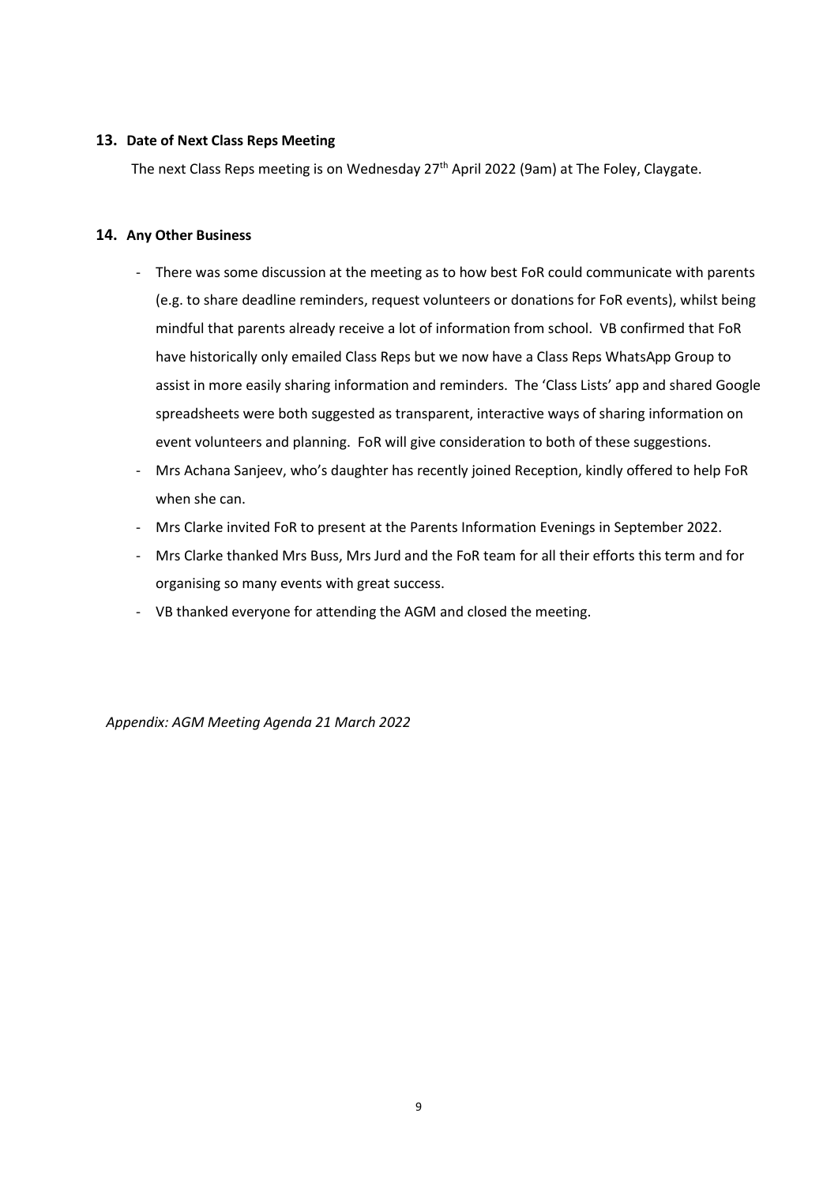## 13. Date of Next Class Reps Meeting

The next Class Reps meeting is on Wednesday 27th April 2022 (9am) at The Foley, Claygate.

## 14. Any Other Business

- There was some discussion at the meeting as to how best FoR could communicate with parents (e.g. to share deadline reminders, request volunteers or donations for FoR events), whilst being mindful that parents already receive a lot of information from school. VB confirmed that FoR have historically only emailed Class Reps but we now have a Class Reps WhatsApp Group to assist in more easily sharing information and reminders. The 'Class Lists' app and shared Google spreadsheets were both suggested as transparent, interactive ways of sharing information on event volunteers and planning. FoR will give consideration to both of these suggestions.
- Mrs Achana Sanjeev, who's daughter has recently joined Reception, kindly offered to help FoR when she can.
- Mrs Clarke invited FoR to present at the Parents Information Evenings in September 2022.
- Mrs Clarke thanked Mrs Buss, Mrs Jurd and the FoR team for all their efforts this term and for organising so many events with great success.
- VB thanked everyone for attending the AGM and closed the meeting.

*Appendix: AGM Meeting Agenda 21 March 2022*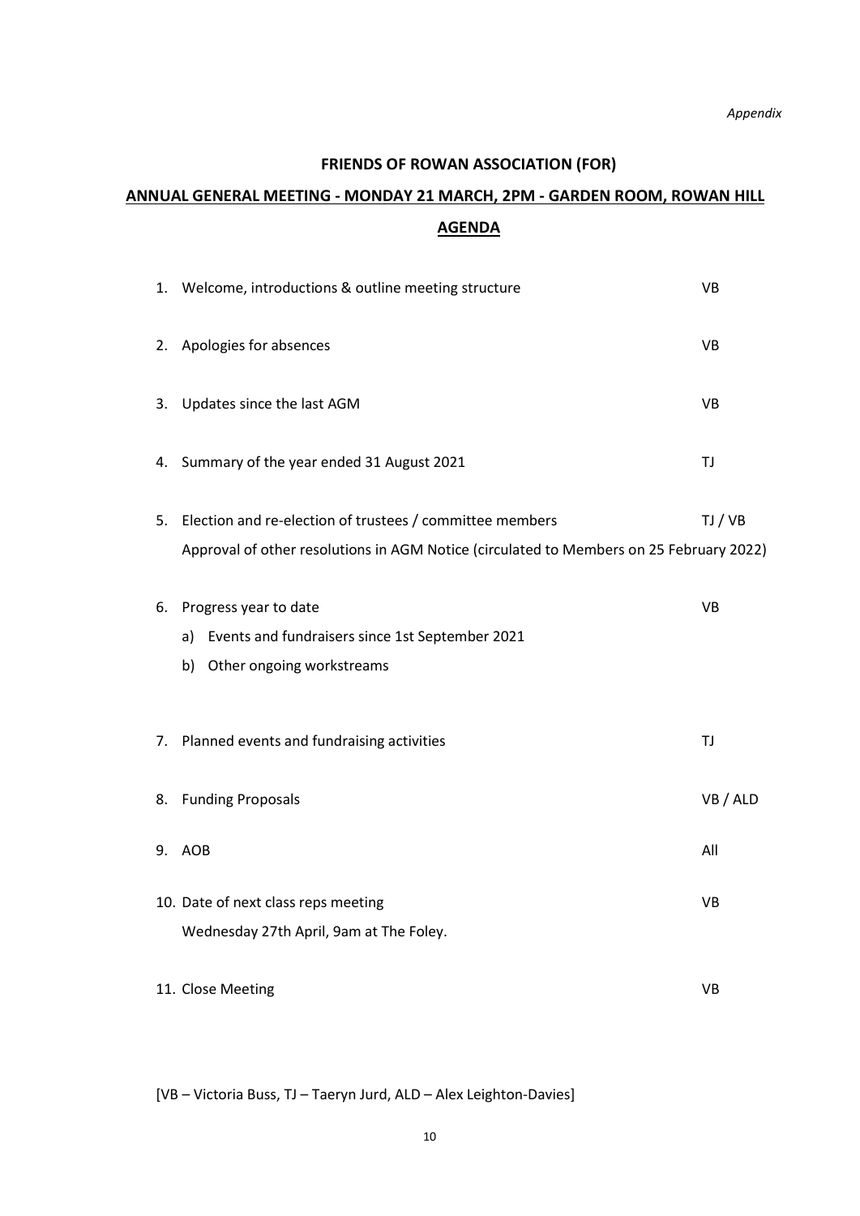*Appendix*

**FRIENDS OF ROWAN ASSOCIATION (FOR)**

**ANNUAL GENERAL MEETING - MONDAY 21 MARCH, 2PM - GARDEN ROOM, ROWAN HILL**

**AGENDA**

| | | |
|---|---|---|
| 1. | Welcome, introductions & outline meeting structure | VB |
| 2. | Apologies for absences | VB |
| 3. | Updates since the last AGM | VB |
| 4. | Summary of the year ended 31 August 2021 | TJ |
| 5. | Election and re-election of trustees / committee members<br>Approval of other resolutions in AGM Notice (circulated to Members on 25 February 2022) | TJ / VB |
| 6. | Progress year to date<br>a) Events and fundraisers since 1st September 2021<br>b) Other ongoing workstreams | VB |
| 7. | Planned events and fundraising activities | TJ |
| 8. | Funding Proposals | VB / ALD |
| 9. | AOB | All |
| 10. | Date of next class reps meeting<br>Wednesday 27th April, 9am at The Foley. | VB |
| 11. | Close Meeting | VB |

[VB – Victoria Buss, TJ – Taeryn Jurd, ALD – Alex Leighton-Davies]